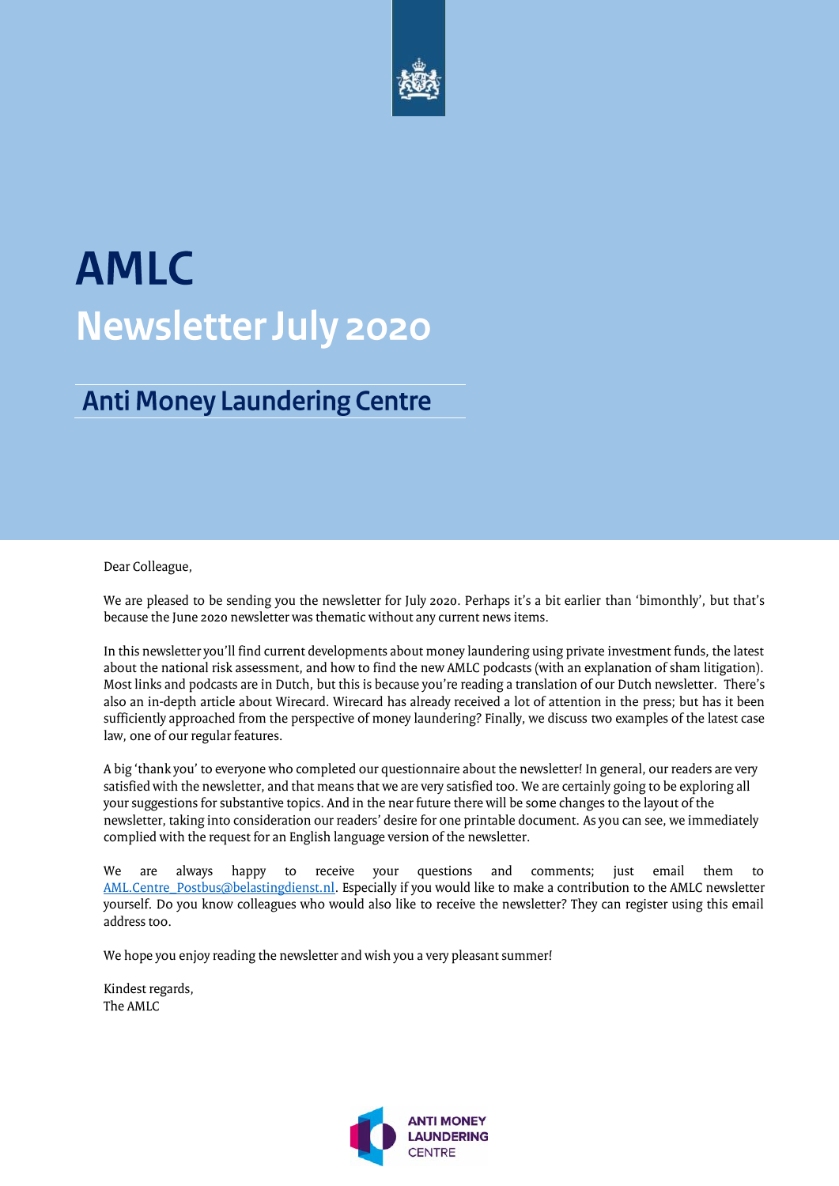# AMLC

## Newsletter July 2020

### Anti Money Laundering Centre

Dear Colleague,

We are pleased to be sending you the newsletter for July 2020. Perhaps it's a bit earlier than 'bimonthly', but that's because the June 2020 newsletter was thematic without any current news items.

In this newsletter you'll find current developments about money laundering using private investment funds, the latest about the national risk assessment, and how to find the new AMLC podcasts (with an explanation of sham litigation). Most links and podcasts are in Dutch, but this is because you're reading a translation of our Dutch newsletter. There's also an in-depth article about Wirecard. Wirecard has already received a lot of attention in the press; but has it been sufficiently approached from the perspective of money laundering? Finally, we discuss two examples of the latest case law, one of our regular features.

A big 'thank you' to everyone who completed our questionnaire about the newsletter! In general, our readers are very satisfied with the newsletter, and that means that we are very satisfied too. We are certainly going to be exploring all your suggestions for substantive topics. And in the near future there will be some changes to the layout of the newsletter, taking into consideration our readers' desire for one printable document. As you can see, we immediately complied with the request for an English language version of the newsletter.

We are always happy to receive your questions and comments; just email them to AML.Centre_Postbus@belastingdienst.nl. Especially if you would like to make a contribution to the AMLC newsletter yourself. Do you know colleagues who would also like to receive the newsletter? They can register using this email address too.

We hope you enjoy reading the newsletter and wish you a very pleasant summer!

Kindest regards,
The AMLC

ANTI MONEY LAUNDERING CENTRE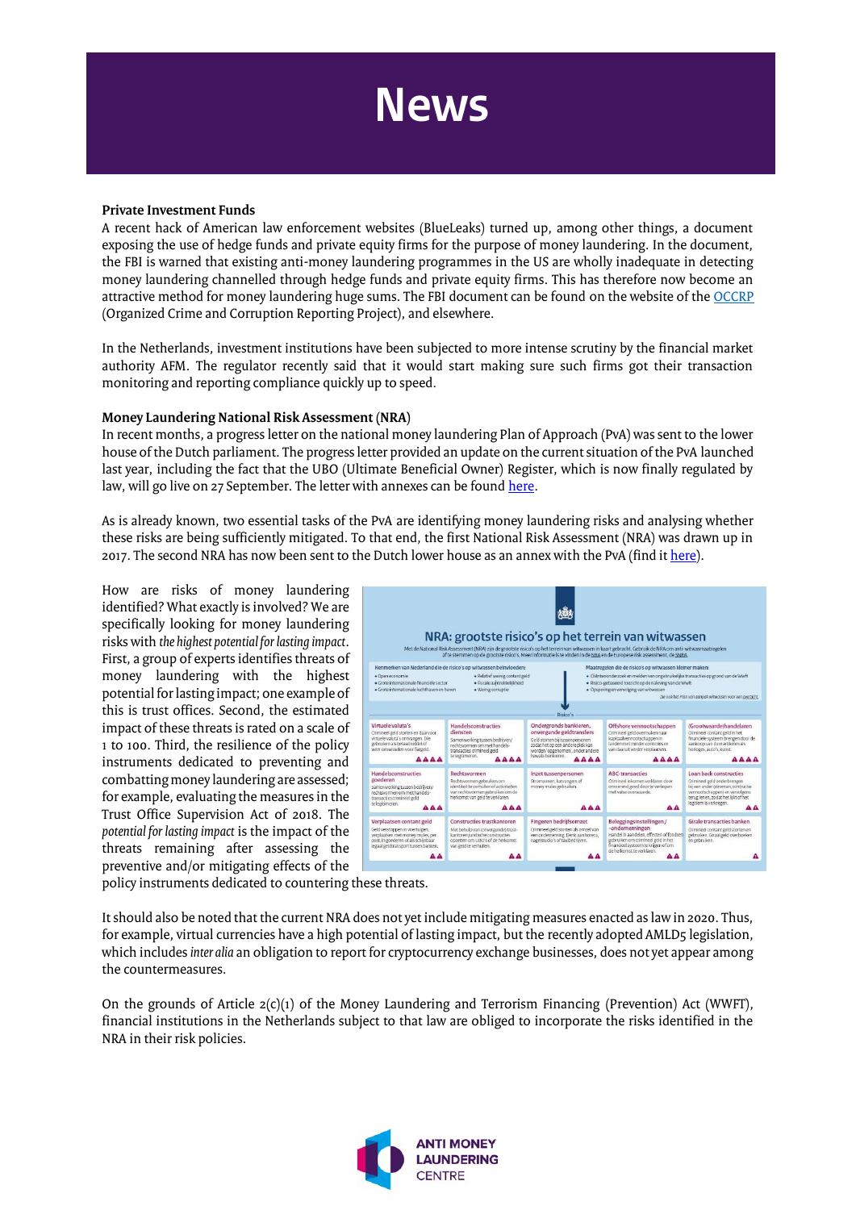# News

**Private Investment Funds**

A recent hack of American law enforcement websites (BlueLeaks) turned up, among other things, a document exposing the use of hedge funds and private equity firms for the purpose of money laundering. In the document, the FBI is warned that existing anti-money laundering programmes in the US are wholly inadequate in detecting money laundering channelled through hedge funds and private equity firms. This has therefore now become an attractive method for money laundering huge sums. The FBI document can be found on the website of the OCCRP (Organized Crime and Corruption Reporting Project), and elsewhere.

In the Netherlands, investment institutions have been subjected to more intense scrutiny by the financial market authority AFM. The regulator recently said that it would start making sure such firms got their transaction monitoring and reporting compliance quickly up to speed.

**Money Laundering National Risk Assessment (NRA)**

In recent months, a progress letter on the national money laundering Plan of Approach (PvA) was sent to the lower house of the Dutch parliament. The progress letter provided an update on the current situation of the PvA launched last year, including the fact that the UBO (Ultimate Beneficial Owner) Register, which is now finally regulated by law, will go live on 27 September. The letter with annexes can be found here.

As is already known, two essential tasks of the PvA are identifying money laundering risks and analysing whether these risks are being sufficiently mitigated. To that end, the first National Risk Assessment (NRA) was drawn up in 2017. The second NRA has now been sent to the Dutch lower house as an annex with the PvA (find it here).

How are risks of money laundering identified? What exactly is involved? We are specifically looking for money laundering risks with *the highest potential for lasting impact*. First, a group of experts identifies threats of money laundering with the highest potential for lasting impact; one example of this is trust offices. Second, the estimated impact of these threats is rated on a scale of 1 to 100. Third, the resilience of the policy instruments dedicated to preventing and combatting money laundering are assessed; for example, evaluating the measures in the Trust Office Supervision Act of 2018. The *potential for lasting impact* is the impact of the threats remaining after assessing the preventive and/or mitigating effects of the policy instruments dedicated to countering these threats.

It should also be noted that the current NRA does not yet include mitigating measures enacted as law in 2020. Thus, for example, virtual currencies have a high potential of lasting impact, but the recently adopted AMLD5 legislation, which includes *inter alia* an obligation to report for cryptocurrency exchange businesses, does not yet appear among the countermeasures.

On the grounds of Article 2(c)(1) of the Money Laundering and Terrorism Financing (Prevention) Act (WWFT), financial institutions in the Netherlands subject to that law are obliged to incorporate the risks identified in the NRA in their risk policies.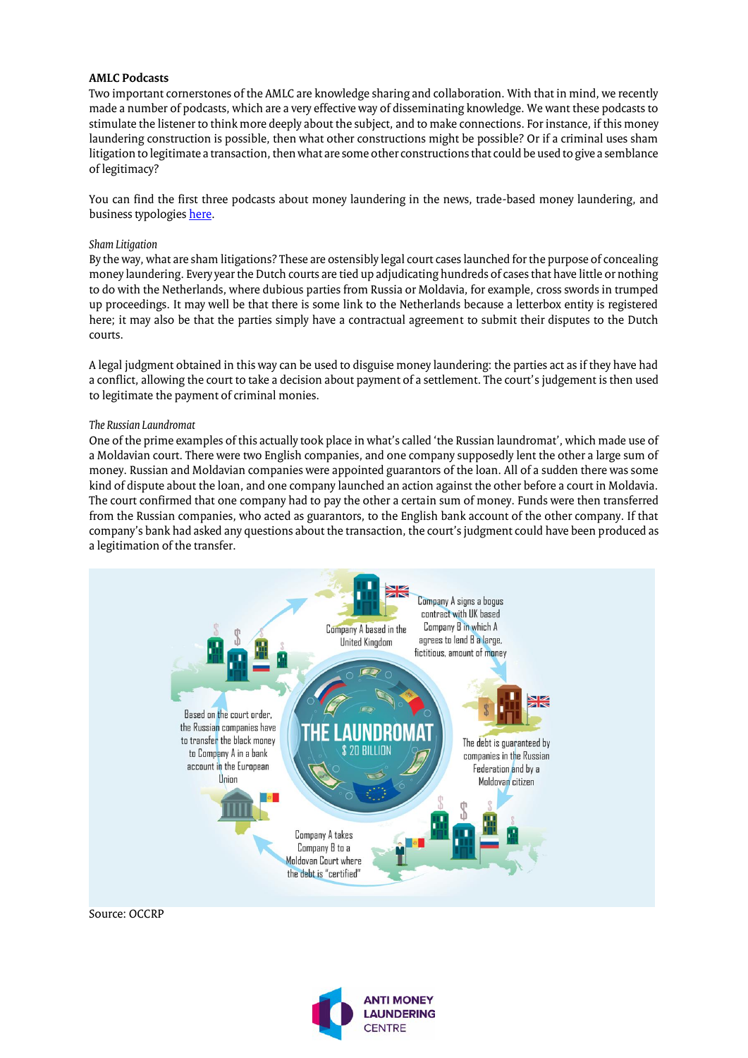**AMLC Podcasts**

Two important cornerstones of the AMLC are knowledge sharing and collaboration. With that in mind, we recently made a number of podcasts, which are a very effective way of disseminating knowledge. We want these podcasts to stimulate the listener to think more deeply about the subject, and to make connections. For instance, if this money laundering construction is possible, then what other constructions might be possible? Or if a criminal uses sham litigation to legitimate a transaction, then what are some other constructions that could be used to give a semblance of legitimacy?

You can find the first three podcasts about money laundering in the news, trade-based money laundering, and business typologies here.

*Sham Litigation*

By the way, what are sham litigations? These are ostensibly legal court cases launched for the purpose of concealing money laundering. Every year the Dutch courts are tied up adjudicating hundreds of cases that have little or nothing to do with the Netherlands, where dubious parties from Russia or Moldavia, for example, cross swords in trumped up proceedings. It may well be that there is some link to the Netherlands because a letterbox entity is registered here; it may also be that the parties simply have a contractual agreement to submit their disputes to the Dutch courts.

A legal judgment obtained in this way can be used to disguise money laundering: the parties act as if they have had a conflict, allowing the court to take a decision about payment of a settlement. The court's judgement is then used to legitimate the payment of criminal monies.

*The Russian Laundromat*

One of the prime examples of this actually took place in what's called 'the Russian laundromat', which made use of a Moldavian court. There were two English companies, and one company supposedly lent the other a large sum of money. Russian and Moldavian companies were appointed guarantors of the loan. All of a sudden there was some kind of dispute about the loan, and one company launched an action against the other before a court in Moldavia. The court confirmed that one company had to pay the other a certain sum of money. Funds were then transferred from the Russian companies, who acted as guarantors, to the English bank account of the other company. If that company's bank had asked any questions about the transaction, the court's judgment could have been produced as a legitimation of the transfer.

THE LAUNDROMAT
$20 BILLION

Company A based in the United Kingdom

Company A signs a bogus contract with UK based Company B in which A agrees to lend B a large, fictitious, amount of money

The debt is guaranteed by companies in the Russian Federation and by a Moldovan citizen

Company A takes Company B to a Moldovan Court where the debt is "certified"

Based on the court order, the Russian companies have to transfer the black money to Company A in a bank account in the European Union

Source: OCCRP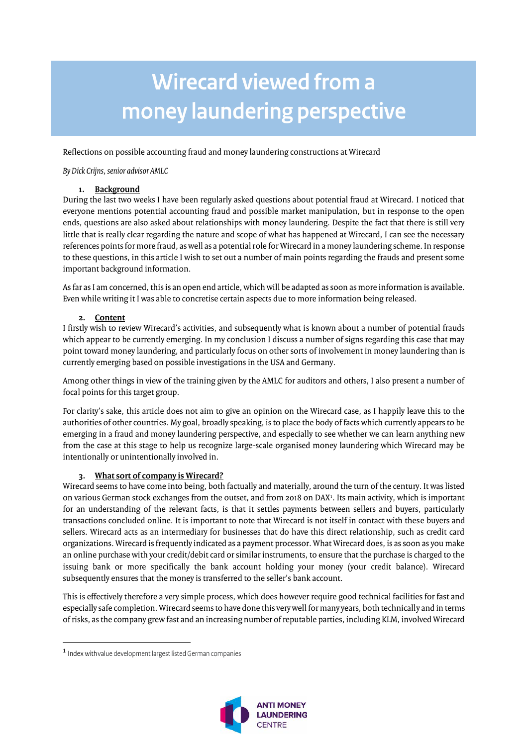# Wirecard viewed from a money laundering perspective

Reflections on possible accounting fraud and money laundering constructions at Wirecard

*By Dick Crijns, senior advisor AMLC*

## 1. Background

During the last two weeks I have been regularly asked questions about potential fraud at Wirecard. I noticed that everyone mentions potential accounting fraud and possible market manipulation, but in response to the open ends, questions are also asked about relationships with money laundering. Despite the fact that there is still very little that is really clear regarding the nature and scope of what has happened at Wirecard, I can see the necessary references points for more fraud, as well as a potential role for Wirecard in a money laundering scheme. In response to these questions, in this article I wish to set out a number of main points regarding the frauds and present some important background information.

As far as I am concerned, this is an open end article, which will be adapted as soon as more information is available. Even while writing it I was able to concretise certain aspects due to more information being released.

## 2. Content

I firstly wish to review Wirecard's activities, and subsequently what is known about a number of potential frauds which appear to be currently emerging. In my conclusion I discuss a number of signs regarding this case that may point toward money laundering, and particularly focus on other sorts of involvement in money laundering than is currently emerging based on possible investigations in the USA and Germany.

Among other things in view of the training given by the AMLC for auditors and others, I also present a number of focal points for this target group.

For clarity's sake, this article does not aim to give an opinion on the Wirecard case, as I happily leave this to the authorities of other countries. My goal, broadly speaking, is to place the body of facts which currently appears to be emerging in a fraud and money laundering perspective, and especially to see whether we can learn anything new from the case at this stage to help us recognize large-scale organised money laundering which Wirecard may be intentionally or unintentionally involved in.

## 3. What sort of company is Wirecard?

Wirecard seems to have come into being, both factually and materially, around the turn of the century. It was listed on various German stock exchanges from the outset, and from 2018 on DAX[1]. Its main activity, which is important for an understanding of the relevant facts, is that it settles payments between sellers and buyers, particularly transactions concluded online. It is important to note that Wirecard is not itself in contact with these buyers and sellers. Wirecard acts as an intermediary for businesses that do have this direct relationship, such as credit card organizations. Wirecard is frequently indicated as a payment processor. What Wirecard does, is as soon as you make an online purchase with your credit/debit card or similar instruments, to ensure that the purchase is charged to the issuing bank or more specifically the bank account holding your money (your credit balance). Wirecard subsequently ensures that the money is transferred to the seller's bank account.

This is effectively therefore a very simple process, which does however require good technical facilities for fast and especially safe completion. Wirecard seems to have done this very well for many years, both technically and in terms of risks, as the company grew fast and an increasing number of reputable parties, including KLM, involved Wirecard

[1] Index with value development largest listed German companies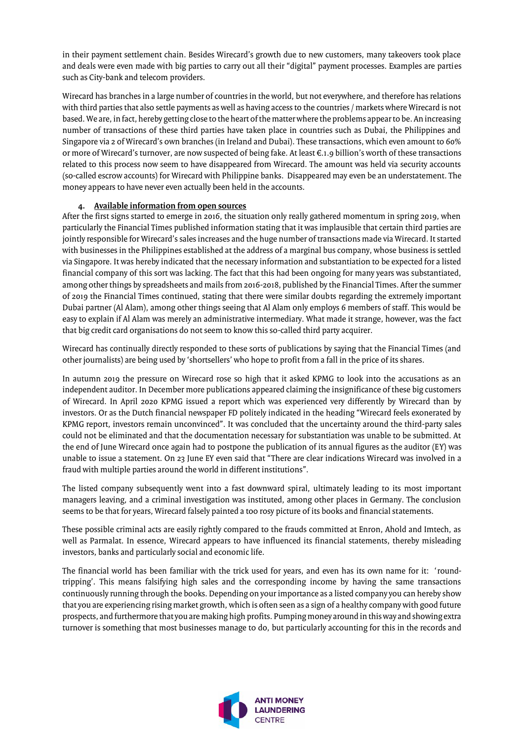in their payment settlement chain. Besides Wirecard's growth due to new customers, many takeovers took place and deals were even made with big parties to carry out all their "digital" payment processes. Examples are parties such as City-bank and telecom providers.

Wirecard has branches in a large number of countries in the world, but not everywhere, and therefore has relations with third parties that also settle payments as well as having access to the countries / markets where Wirecard is not based. We are, in fact, hereby getting close to the heart of the matter where the problems appear to be. An increasing number of transactions of these third parties have taken place in countries such as Dubai, the Philippines and Singapore via 2 of Wirecard's own branches (in Ireland and Dubai). These transactions, which even amount to 60% or more of Wirecard's turnover, are now suspected of being fake. At least €.1.9 billion's worth of these transactions related to this process now seem to have disappeared from Wirecard. The amount was held via security accounts (so-called escrow accounts) for Wirecard with Philippine banks. Disappeared may even be an understatement. The money appears to have never even actually been held in the accounts.

## 4. Available information from open sources

After the first signs started to emerge in 2016, the situation only really gathered momentum in spring 2019, when particularly the Financial Times published information stating that it was implausible that certain third parties are jointly responsible for Wirecard's sales increases and the huge number of transactions made via Wirecard. It started with businesses in the Philippines established at the address of a marginal bus company, whose business is settled via Singapore. It was hereby indicated that the necessary information and substantiation to be expected for a listed financial company of this sort was lacking. The fact that this had been ongoing for many years was substantiated, among other things by spreadsheets and mails from 2016-2018, published by the Financial Times. After the summer of 2019 the Financial Times continued, stating that there were similar doubts regarding the extremely important Dubai partner (Al Alam), among other things seeing that Al Alam only employs 6 members of staff. This would be easy to explain if Al Alam was merely an administrative intermediary. What made it strange, however, was the fact that big credit card organisations do not seem to know this so-called third party acquirer.

Wirecard has continually directly responded to these sorts of publications by saying that the Financial Times (and other journalists) are being used by 'shortsellers' who hope to profit from a fall in the price of its shares.

In autumn 2019 the pressure on Wirecard rose so high that it asked KPMG to look into the accusations as an independent auditor. In December more publications appeared claiming the insignificance of these big customers of Wirecard. In April 2020 KPMG issued a report which was experienced very differently by Wirecard than by investors. Or as the Dutch financial newspaper FD politely indicated in the heading "Wirecard feels exonerated by KPMG report, investors remain unconvinced". It was concluded that the uncertainty around the third-party sales could not be eliminated and that the documentation necessary for substantiation was unable to be submitted. At the end of June Wirecard once again had to postpone the publication of its annual figures as the auditor (EY) was unable to issue a statement. On 23 June EY even said that "There are clear indications Wirecard was involved in a fraud with multiple parties around the world in different institutions".

The listed company subsequently went into a fast downward spiral, ultimately leading to its most important managers leaving, and a criminal investigation was instituted, among other places in Germany. The conclusion seems to be that for years, Wirecard falsely painted a too rosy picture of its books and financial statements.

These possible criminal acts are easily rightly compared to the frauds committed at Enron, Ahold and Imtech, as well as Parmalat. In essence, Wirecard appears to have influenced its financial statements, thereby misleading investors, banks and particularly social and economic life.

The financial world has been familiar with the trick used for years, and even has its own name for it: 'round-tripping'. This means falsifying high sales and the corresponding income by having the same transactions continuously running through the books. Depending on your importance as a listed company you can hereby show that you are experiencing rising market growth, which is often seen as a sign of a healthy company with good future prospects, and furthermore that you are making high profits. Pumping money around in this way and showing extra turnover is something that most businesses manage to do, but particularly accounting for this in the records and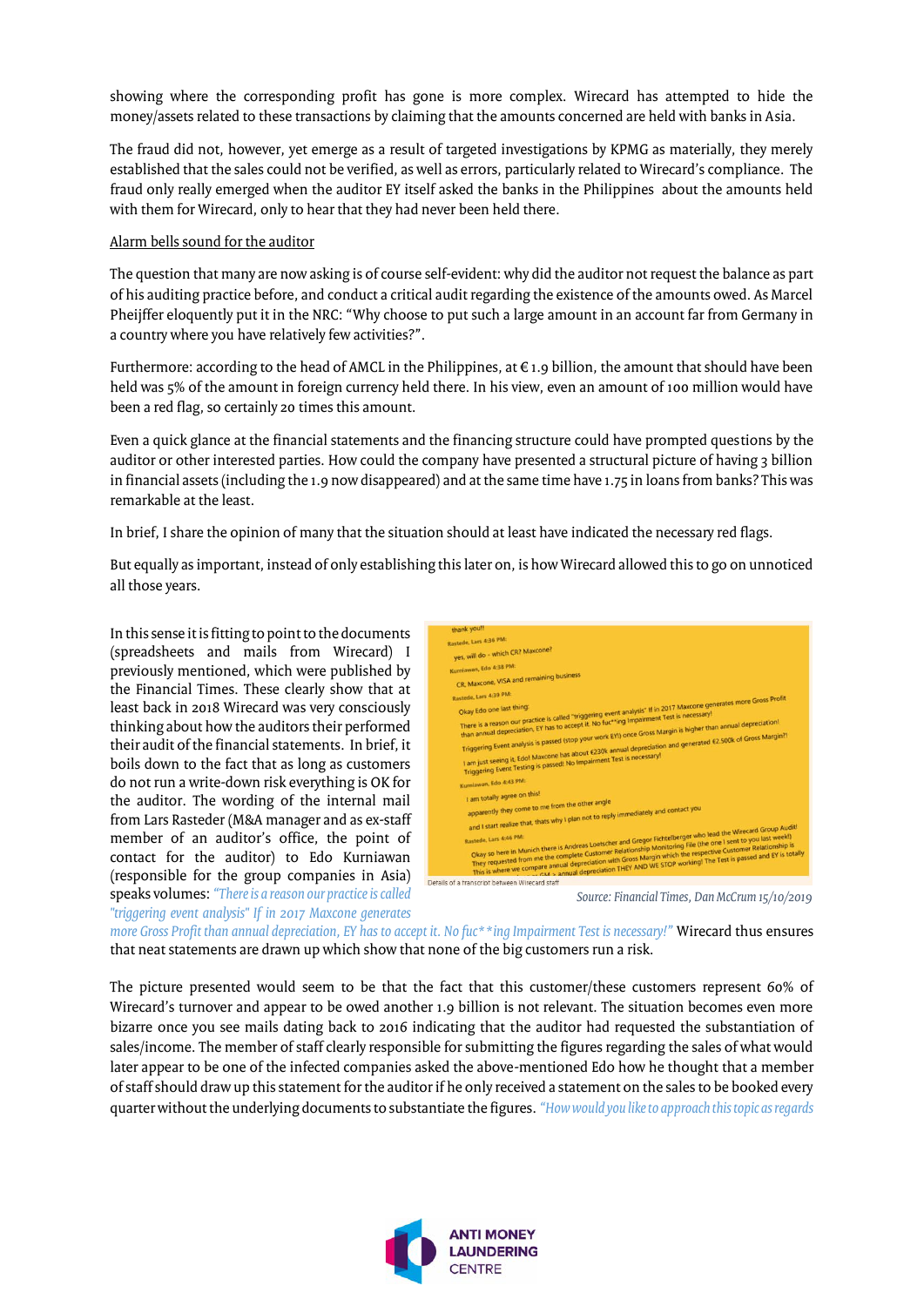showing where the corresponding profit has gone is more complex. Wirecard has attempted to hide the money/assets related to these transactions by claiming that the amounts concerned are held with banks in Asia.

The fraud did not, however, yet emerge as a result of targeted investigations by KPMG as materially, they merely established that the sales could not be verified, as well as errors, particularly related to Wirecard's compliance. The fraud only really emerged when the auditor EY itself asked the banks in the Philippines about the amounts held with them for Wirecard, only to hear that they had never been held there.

## Alarm bells sound for the auditor

The question that many are now asking is of course self-evident: why did the auditor not request the balance as part of his auditing practice before, and conduct a critical audit regarding the existence of the amounts owed. As Marcel Pheijffer eloquently put it in the NRC: "Why choose to put such a large amount in an account far from Germany in a country where you have relatively few activities?".

Furthermore: according to the head of AMCL in the Philippines, at € 1.9 billion, the amount that should have been held was 5% of the amount in foreign currency held there. In his view, even an amount of 100 million would have been a red flag, so certainly 20 times this amount.

Even a quick glance at the financial statements and the financing structure could have prompted questions by the auditor or other interested parties. How could the company have presented a structural picture of having 3 billion in financial assets (including the 1.9 now disappeared) and at the same time have 1.75 in loans from banks? This was remarkable at the least.

In brief, I share the opinion of many that the situation should at least have indicated the necessary red flags.

But equally as important, instead of only establishing this later on, is how Wirecard allowed this to go on unnoticed all those years.

Details of a transcript between Wirecard staff

*Source: Financial Times, Dan McCrum 15/10/2019*

In this sense it is fitting to point to the documents (spreadsheets and mails from Wirecard) I previously mentioned, which were published by the Financial Times. These clearly show that at least back in 2018 Wirecard was very consciously thinking about how the auditors their performed their audit of the financial statements. In brief, it boils down to the fact that as long as customers do not run a write-down risk everything is OK for the auditor. The wording of the internal mail from Lars Rasteder (M&A manager and as ex-staff member of an auditor's office, the point of contact for the auditor) to Edo Kurniawan (responsible for the group companies in Asia) speaks volumes: *"There is a reason our practice is called "triggering event analysis" If in 2017 Maxcone generates more Gross Profit than annual depreciation, EY has to accept it. No fuc**ing Impairment Test is necessary!"* Wirecard thus ensures that neat statements are drawn up which show that none of the big customers run a risk.

The picture presented would seem to be that the fact that this customer/these customers represent 60% of Wirecard's turnover and appear to be owed another 1.9 billion is not relevant. The situation becomes even more bizarre once you see mails dating back to 2016 indicating that the auditor had requested the substantiation of sales/income. The member of staff clearly responsible for submitting the figures regarding the sales of what would later appear to be one of the infected companies asked the above-mentioned Edo how he thought that a member of staff should draw up this statement for the auditor if he only received a statement on the sales to be booked every quarter without the underlying documents to substantiate the figures. *"How would you like to approach this topic as regards*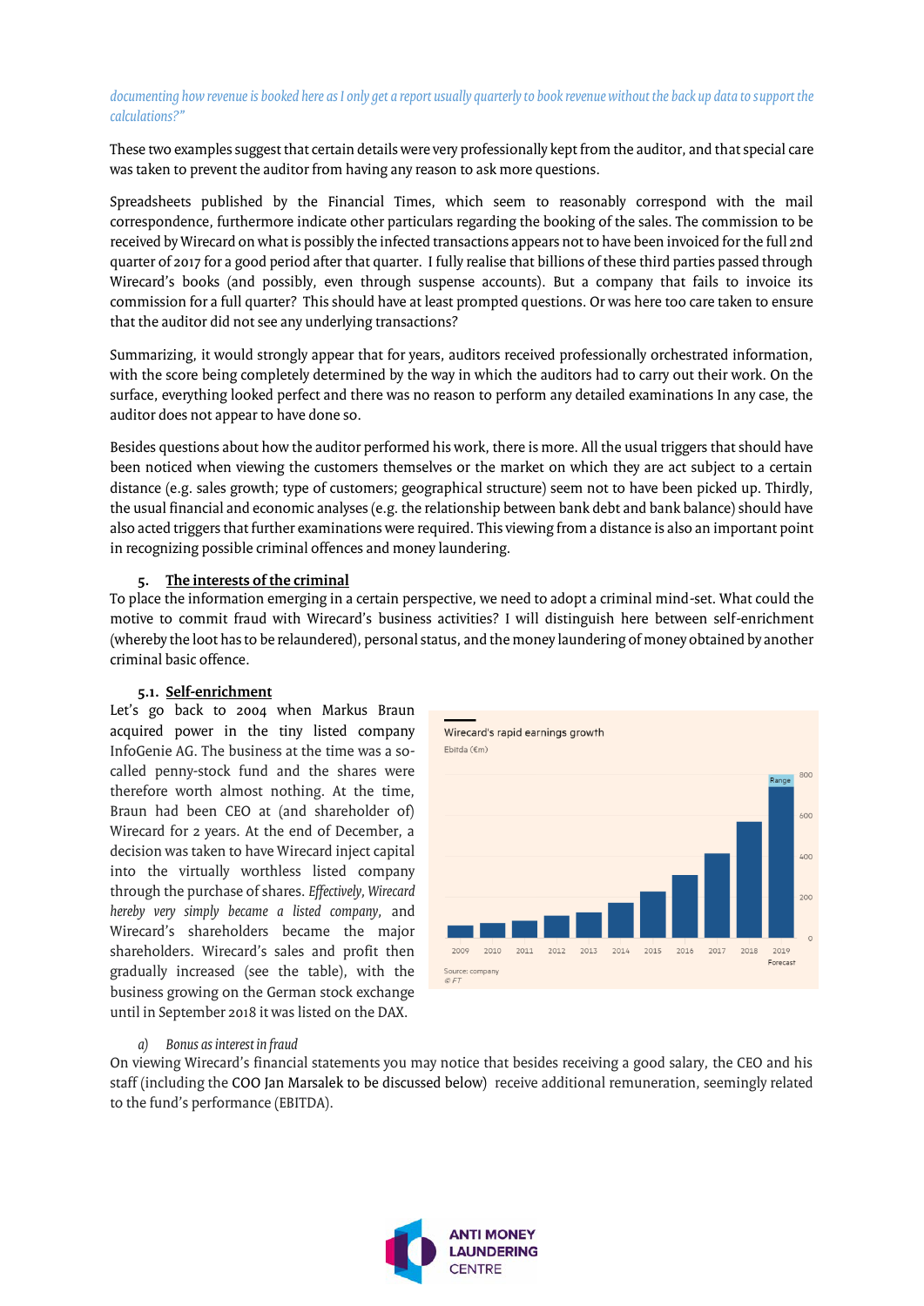*documenting how revenue is booked here as I only get a report usually quarterly to book revenue without the back up data to support the calculations?"*

These two examples suggest that certain details were very professionally kept from the auditor, and that special care was taken to prevent the auditor from having any reason to ask more questions.

Spreadsheets published by the Financial Times, which seem to reasonably correspond with the mail correspondence, furthermore indicate other particulars regarding the booking of the sales. The commission to be received by Wirecard on what is possibly the infected transactions appears not to have been invoiced for the full 2nd quarter of 2017 for a good period after that quarter. I fully realise that billions of these third parties passed through Wirecard's books (and possibly, even through suspense accounts). But a company that fails to invoice its commission for a full quarter? This should have at least prompted questions. Or was here too care taken to ensure that the auditor did not see any underlying transactions?

Summarizing, it would strongly appear that for years, auditors received professionally orchestrated information, with the score being completely determined by the way in which the auditors had to carry out their work. On the surface, everything looked perfect and there was no reason to perform any detailed examinations In any case, the auditor does not appear to have done so.

Besides questions about how the auditor performed his work, there is more. All the usual triggers that should have been noticed when viewing the customers themselves or the market on which they are act subject to a certain distance (e.g. sales growth; type of customers; geographical structure) seem not to have been picked up. Thirdly, the usual financial and economic analyses (e.g. the relationship between bank debt and bank balance) should have also acted triggers that further examinations were required. This viewing from a distance is also an important point in recognizing possible criminal offences and money laundering.

## 5. The interests of the criminal

To place the information emerging in a certain perspective, we need to adopt a criminal mind-set. What could the motive to commit fraud with Wirecard's business activities? I will distinguish here between self-enrichment (whereby the loot has to be relaundered), personal status, and the money laundering of money obtained by another criminal basic offence.

### 5.1. Self-enrichment

Let's go back to 2004 when Markus Braun acquired power in the tiny listed company InfoGenie AG. The business at the time was a so-called penny-stock fund and the shares were therefore worth almost nothing. At the time, Braun had been CEO at (and shareholder of) Wirecard for 2 years. At the end of December, a decision was taken to have Wirecard inject capital into the virtually worthless listed company through the purchase of shares. *Effectively, Wirecard hereby very simply became a listed company*, and Wirecard's shareholders became the major shareholders. Wirecard's sales and profit then gradually increased (see the table), with the business growing on the German stock exchange until in September 2018 it was listed on the DAX.

Wirecard's rapid earnings growth
Ebitda (€m)

| Year | Ebitda (€m, approx.) |
|---|---|
| 2009 | ~60 |
| 2010 | ~70 |
| 2011 | ~85 |
| 2012 | ~110 |
| 2013 | ~125 |
| 2014 | ~175 |
| 2015 | ~225 |
| 2016 | ~310 |
| 2017 | ~415 |
| 2018 | ~560 |
| 2019 Forecast | ~740–800 (Range) |

Source: company
© FT

#### a) *Bonus as interest in fraud*

On viewing Wirecard's financial statements you may notice that besides receiving a good salary, the CEO and his staff (including the COO Jan Marsalek to be discussed below) receive additional remuneration, seemingly related to the fund's performance (EBITDA).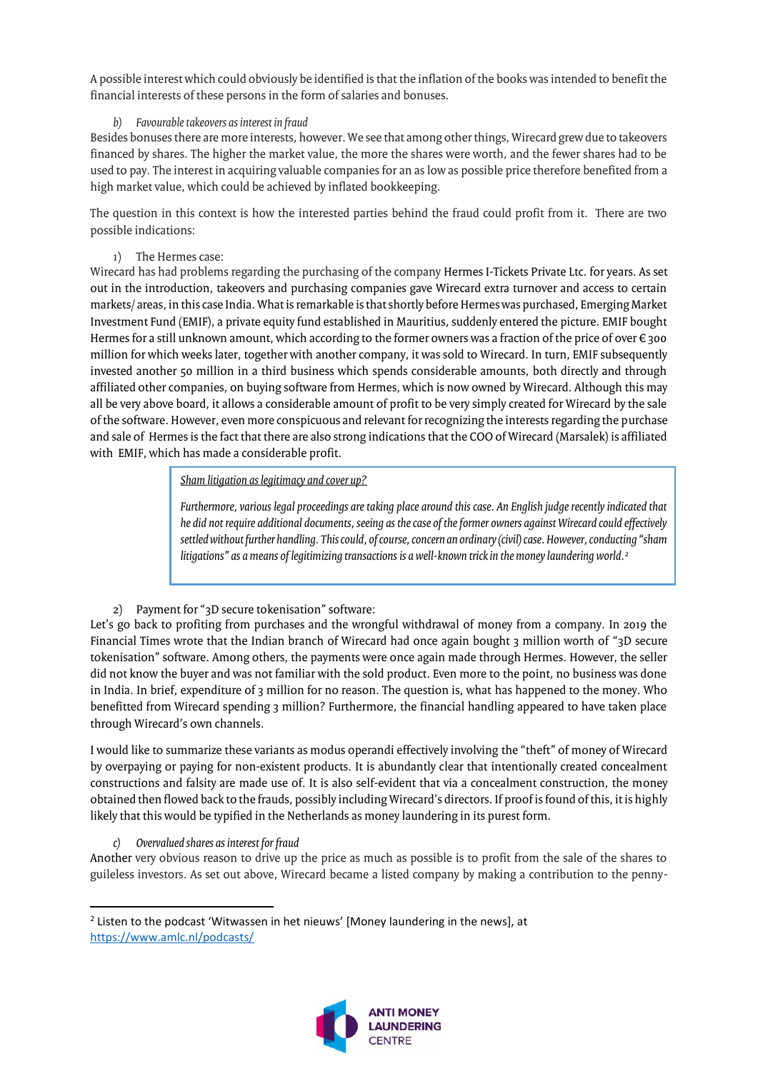A possible interest which could obviously be identified is that the inflation of the books was intended to benefit the financial interests of these persons in the form of salaries and bonuses.

*b) Favourable takeovers as interest in fraud*

Besides bonuses there are more interests, however. We see that among other things, Wirecard grew due to takeovers financed by shares. The higher the market value, the more the shares were worth, and the fewer shares had to be used to pay. The interest in acquiring valuable companies for an as low as possible price therefore benefited from a high market value, which could be achieved by inflated bookkeeping.

The question in this context is how the interested parties behind the fraud could profit from it. There are two possible indications:

1) The Hermes case:

Wirecard has had problems regarding the purchasing of the company Hermes I-Tickets Private Ltc. for years. As set out in the introduction, takeovers and purchasing companies gave Wirecard extra turnover and access to certain markets/ areas, in this case India. What is remarkable is that shortly before Hermes was purchased, Emerging Market Investment Fund (EMIF), a private equity fund established in Mauritius, suddenly entered the picture. EMIF bought Hermes for a still unknown amount, which according to the former owners was a fraction of the price of over € 300 million for which weeks later, together with another company, it was sold to Wirecard. In turn, EMIF subsequently invested another 50 million in a third business which spends considerable amounts, both directly and through affiliated other companies, on buying software from Hermes, which is now owned by Wirecard. Although this may all be very above board, it allows a considerable amount of profit to be very simply created for Wirecard by the sale of the software. However, even more conspicuous and relevant for recognizing the interests regarding the purchase and sale of Hermes is the fact that there are also strong indications that the COO of Wirecard (Marsalek) is affiliated with EMIF, which has made a considerable profit.

> *Sham litigation as legitimacy and cover up?*
>
> *Furthermore, various legal proceedings are taking place around this case. An English judge recently indicated that he did not require additional documents, seeing as the case of the former owners against Wirecard could effectively settled without further handling. This could, of course, concern an ordinary (civil) case. However, conducting "sham litigations" as a means of legitimizing transactions is a well-known trick in the money laundering world.*[2]

2) Payment for "3D secure tokenisation" software:

Let's go back to profiting from purchases and the wrongful withdrawal of money from a company. In 2019 the Financial Times wrote that the Indian branch of Wirecard had once again bought 3 million worth of "3D secure tokenisation" software. Among others, the payments were once again made through Hermes. However, the seller did not know the buyer and was not familiar with the sold product. Even more to the point, no business was done in India. In brief, expenditure of 3 million for no reason. The question is, what has happened to the money. Who benefitted from Wirecard spending 3 million? Furthermore, the financial handling appeared to have taken place through Wirecard's own channels.

I would like to summarize these variants as modus operandi effectively involving the "theft" of money of Wirecard by overpaying or paying for non-existent products. It is abundantly clear that intentionally created concealment constructions and falsity are made use of. It is also self-evident that via a concealment construction, the money obtained then flowed back to the frauds, possibly including Wirecard's directors. If proof is found of this, it is highly likely that this would be typified in the Netherlands as money laundering in its purest form.

*c) Overvalued shares as interest for fraud*

Another very obvious reason to drive up the price as much as possible is to profit from the sale of the shares to guileless investors. As set out above, Wirecard became a listed company by making a contribution to the penny-

---

[2] Listen to the podcast 'Witwassen in het nieuws' [Money laundering in the news], at https://www.amlc.nl/podcasts/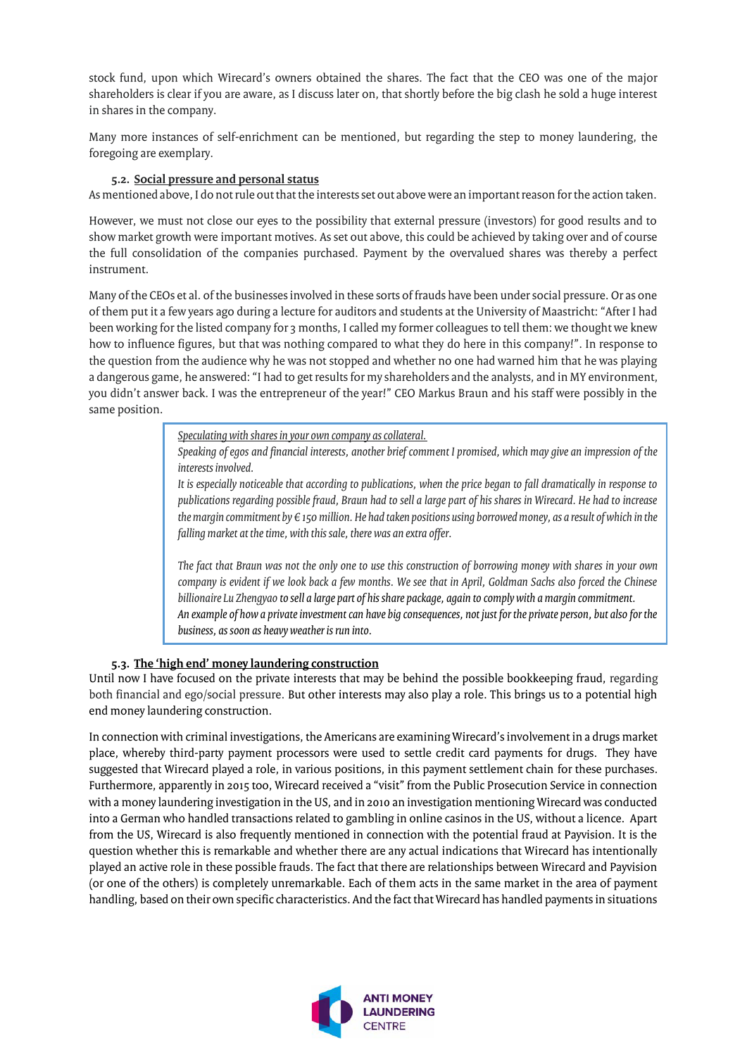stock fund, upon which Wirecard's owners obtained the shares. The fact that the CEO was one of the major shareholders is clear if you are aware, as I discuss later on, that shortly before the big clash he sold a huge interest in shares in the company.

Many more instances of self-enrichment can be mentioned, but regarding the step to money laundering, the foregoing are exemplary.

### 5.2. Social pressure and personal status

As mentioned above, I do not rule out that the interests set out above were an important reason for the action taken.

However, we must not close our eyes to the possibility that external pressure (investors) for good results and to show market growth were important motives. As set out above, this could be achieved by taking over and of course the full consolidation of the companies purchased. Payment by the overvalued shares was thereby a perfect instrument.

Many of the CEOs et al. of the businesses involved in these sorts of frauds have been under social pressure. Or as one of them put it a few years ago during a lecture for auditors and students at the University of Maastricht: "After I had been working for the listed company for 3 months, I called my former colleagues to tell them: we thought we knew how to influence figures, but that was nothing compared to what they do here in this company!". In response to the question from the audience why he was not stopped and whether no one had warned him that he was playing a dangerous game, he answered: "I had to get results for my shareholders and the analysts, and in MY environment, you didn't answer back. I was the entrepreneur of the year!" CEO Markus Braun and his staff were possibly in the same position.

> *Speculating with shares in your own company as collateral.*
>
> *Speaking of egos and financial interests, another brief comment I promised, which may give an impression of the interests involved.*
>
> *It is especially noticeable that according to publications, when the price began to fall dramatically in response to publications regarding possible fraud, Braun had to sell a large part of his shares in Wirecard. He had to increase the margin commitment by € 150 million. He had taken positions using borrowed money, as a result of which in the falling market at the time, with this sale, there was an extra offer.*
>
> *The fact that Braun was not the only one to use this construction of borrowing money with shares in your own company is evident if we look back a few months. We see that in April, Goldman Sachs also forced the Chinese billionaire Lu Zhengyao to sell a large part of his share package, again to comply with a margin commitment.*
>
> *An example of how a private investment can have big consequences, not just for the private person, but also for the business, as soon as heavy weather is run into.*

### 5.3. The 'high end' money laundering construction

Until now I have focused on the private interests that may be behind the possible bookkeeping fraud, regarding both financial and ego/social pressure. But other interests may also play a role. This brings us to a potential high end money laundering construction.

In connection with criminal investigations, the Americans are examining Wirecard's involvement in a drugs market place, whereby third-party payment processors were used to settle credit card payments for drugs. They have suggested that Wirecard played a role, in various positions, in this payment settlement chain for these purchases. Furthermore, apparently in 2015 too, Wirecard received a "visit" from the Public Prosecution Service in connection with a money laundering investigation in the US, and in 2010 an investigation mentioning Wirecard was conducted into a German who handled transactions related to gambling in online casinos in the US, without a licence. Apart from the US, Wirecard is also frequently mentioned in connection with the potential fraud at Payvision. It is the question whether this is remarkable and whether there are any actual indications that Wirecard has intentionally played an active role in these possible frauds. The fact that there are relationships between Wirecard and Payvision (or one of the others) is completely unremarkable. Each of them acts in the same market in the area of payment handling, based on their own specific characteristics. And the fact that Wirecard has handled payments in situations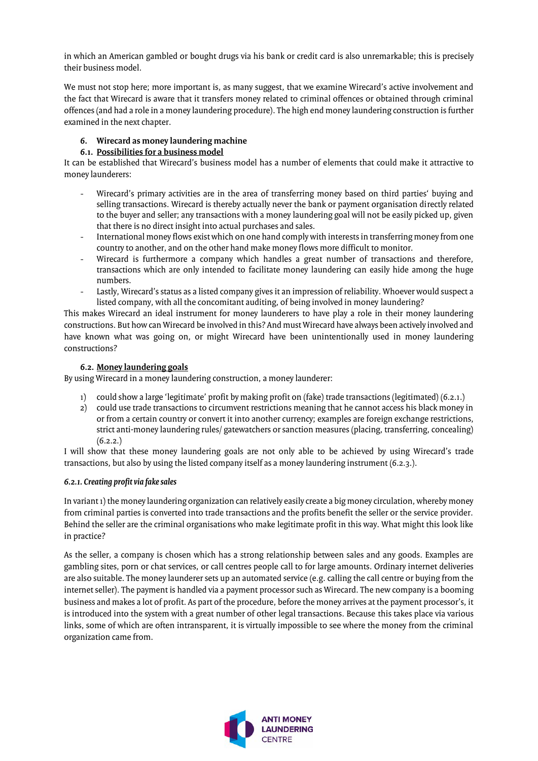in which an American gambled or bought drugs via his bank or credit card is also unremarkable; this is precisely their business model.

We must not stop here; more important is, as many suggest, that we examine Wirecard's active involvement and the fact that Wirecard is aware that it transfers money related to criminal offences or obtained through criminal offences (and had a role in a money laundering procedure). The high end money laundering construction is further examined in the next chapter.

## 6. Wirecard as money laundering machine

### 6.1. Possibilities for a business model

It can be established that Wirecard's business model has a number of elements that could make it attractive to money launderers:

- Wirecard's primary activities are in the area of transferring money based on third parties' buying and selling transactions. Wirecard is thereby actually never the bank or payment organisation directly related to the buyer and seller; any transactions with a money laundering goal will not be easily picked up, given that there is no direct insight into actual purchases and sales.
- International money flows exist which on one hand comply with interests in transferring money from one country to another, and on the other hand make money flows more difficult to monitor.
- Wirecard is furthermore a company which handles a great number of transactions and therefore, transactions which are only intended to facilitate money laundering can easily hide among the huge numbers.
- Lastly, Wirecard's status as a listed company gives it an impression of reliability. Whoever would suspect a listed company, with all the concomitant auditing, of being involved in money laundering?

This makes Wirecard an ideal instrument for money launderers to have play a role in their money laundering constructions. But how can Wirecard be involved in this? And must Wirecard have always been actively involved and have known what was going on, or might Wirecard have been unintentionally used in money laundering constructions?

### 6.2. Money laundering goals

By using Wirecard in a money laundering construction, a money launderer:

1) could show a large 'legitimate' profit by making profit on (fake) trade transactions (legitimated) (6.2.1.)
2) could use trade transactions to circumvent restrictions meaning that he cannot access his black money in or from a certain country or convert it into another currency; examples are foreign exchange restrictions, strict anti-money laundering rules/ gatewatchers or sanction measures (placing, transferring, concealing) (6.2.2.)

I will show that these money laundering goals are not only able to be achieved by using Wirecard's trade transactions, but also by using the listed company itself as a money laundering instrument (6.2.3.).

#### *6.2.1. Creating profit via fake sales*

In variant 1) the money laundering organization can relatively easily create a big money circulation, whereby money from criminal parties is converted into trade transactions and the profits benefit the seller or the service provider. Behind the seller are the criminal organisations who make legitimate profit in this way. What might this look like in practice?

As the seller, a company is chosen which has a strong relationship between sales and any goods. Examples are gambling sites, porn or chat services, or call centres people call to for large amounts. Ordinary internet deliveries are also suitable. The money launderer sets up an automated service (e.g. calling the call centre or buying from the internet seller). The payment is handled via a payment processor such as Wirecard. The new company is a booming business and makes a lot of profit. As part of the procedure, before the money arrives at the payment processor's, it is introduced into the system with a great number of other legal transactions. Because this takes place via various links, some of which are often intransparent, it is virtually impossible to see where the money from the criminal organization came from.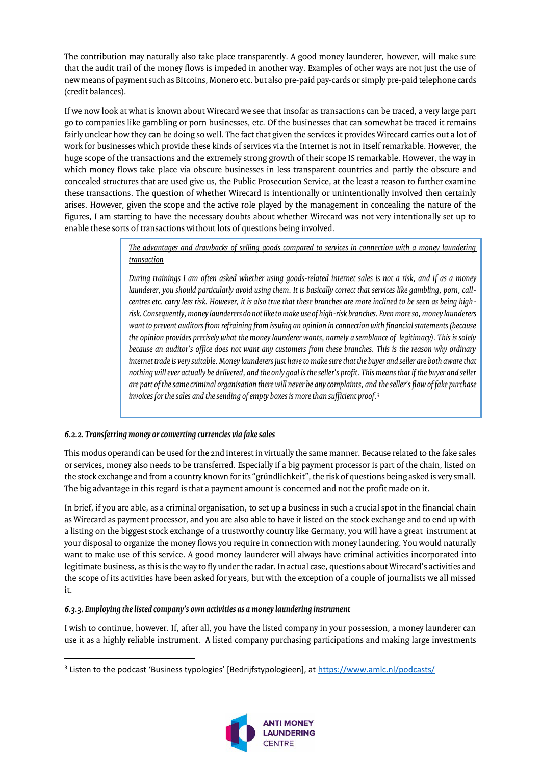The contribution may naturally also take place transparently. A good money launderer, however, will make sure that the audit trail of the money flows is impeded in another way. Examples of other ways are not just the use of new means of payment such as Bitcoins, Monero etc. but also pre-paid pay-cards or simply pre-paid telephone cards (credit balances).

If we now look at what is known about Wirecard we see that insofar as transactions can be traced, a very large part go to companies like gambling or porn businesses, etc. Of the businesses that can somewhat be traced it remains fairly unclear how they can be doing so well. The fact that given the services it provides Wirecard carries out a lot of work for businesses which provide these kinds of services via the Internet is not in itself remarkable. However, the huge scope of the transactions and the extremely strong growth of their scope IS remarkable. However, the way in which money flows take place via obscure businesses in less transparent countries and partly the obscure and concealed structures that are used give us, the Public Prosecution Service, at the least a reason to further examine these transactions. The question of whether Wirecard is intentionally or unintentionally involved then certainly arises. However, given the scope and the active role played by the management in concealing the nature of the figures, I am starting to have the necessary doubts about whether Wirecard was not very intentionally set up to enable these sorts of transactions without lots of questions being involved.

> *The advantages and drawbacks of selling goods compared to services in connection with a money laundering transaction*
>
> *During trainings I am often asked whether using goods-related internet sales is not a risk, and if as a money launderer, you should particularly avoid using them. It is basically correct that services like gambling, porn, call-centres etc. carry less risk. However, it is also true that these branches are more inclined to be seen as being high-risk. Consequently, money launderers do not like to make use of high-risk branches. Even more so, money launderers want to prevent auditors from refraining from issuing an opinion in connection with financial statements (because the opinion provides precisely what the money launderer wants, namely a semblance of legitimacy). This is solely because an auditor's office does not want any customers from these branches. This is the reason why ordinary internet trade is very suitable. Money launderers just have to make sure that the buyer and seller are both aware that nothing will ever actually be delivered, and the only goal is the seller's profit. This means that if the buyer and seller are part of the same criminal organisation there will never be any complaints, and the seller's flow of fake purchase invoices for the sales and the sending of empty boxes is more than sufficient proof.*[3]

#### *6.2.2. Transferring money or converting currencies via fake sales*

This modus operandi can be used for the 2nd interest in virtually the same manner. Because related to the fake sales or services, money also needs to be transferred. Especially if a big payment processor is part of the chain, listed on the stock exchange and from a country known for its "gründlichkeit", the risk of questions being asked is very small. The big advantage in this regard is that a payment amount is concerned and not the profit made on it.

In brief, if you are able, as a criminal organisation, to set up a business in such a crucial spot in the financial chain as Wirecard as payment processor, and you are also able to have it listed on the stock exchange and to end up with a listing on the biggest stock exchange of a trustworthy country like Germany, you will have a great instrument at your disposal to organize the money flows you require in connection with money laundering. You would naturally want to make use of this service. A good money launderer will always have criminal activities incorporated into legitimate business, as this is the way to fly under the radar. In actual case, questions about Wirecard's activities and the scope of its activities have been asked for years, but with the exception of a couple of journalists we all missed it.

#### *6.3.3. Employing the listed company's own activities as a money laundering instrument*

I wish to continue, however. If, after all, you have the listed company in your possession, a money launderer can use it as a highly reliable instrument. A listed company purchasing participations and making large investments

---

[3] Listen to the podcast 'Business typologies' [Bedrijfstypologieen], at https://www.amlc.nl/podcasts/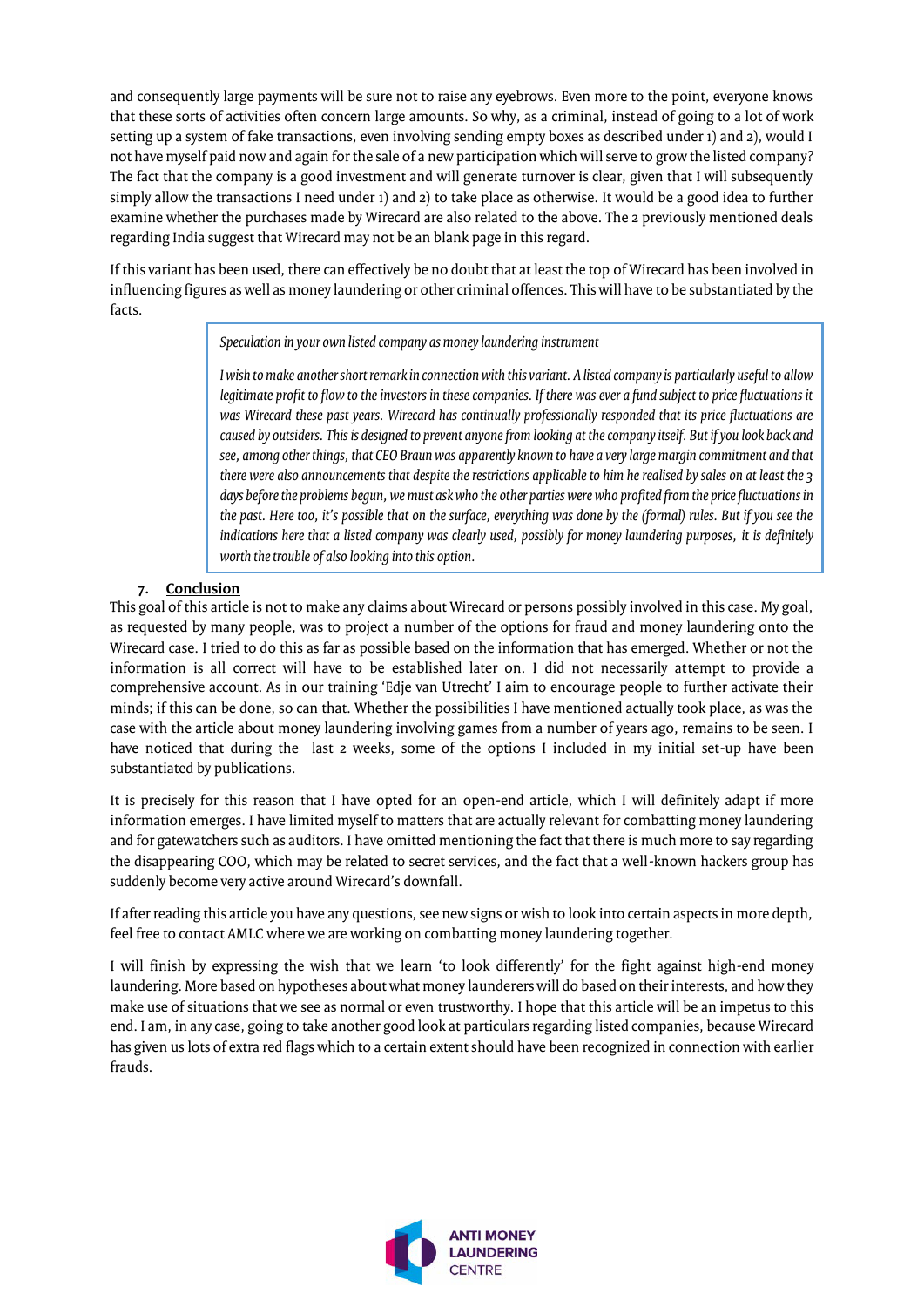and consequently large payments will be sure not to raise any eyebrows. Even more to the point, everyone knows that these sorts of activities often concern large amounts. So why, as a criminal, instead of going to a lot of work setting up a system of fake transactions, even involving sending empty boxes as described under 1) and 2), would I not have myself paid now and again for the sale of a new participation which will serve to grow the listed company? The fact that the company is a good investment and will generate turnover is clear, given that I will subsequently simply allow the transactions I need under 1) and 2) to take place as otherwise. It would be a good idea to further examine whether the purchases made by Wirecard are also related to the above. The 2 previously mentioned deals regarding India suggest that Wirecard may not be an blank page in this regard.

If this variant has been used, there can effectively be no doubt that at least the top of Wirecard has been involved in influencing figures as well as money laundering or other criminal offences. This will have to be substantiated by the facts.

> *Speculation in your own listed company as money laundering instrument*
>
> *I wish to make another short remark in connection with this variant. A listed company is particularly useful to allow legitimate profit to flow to the investors in these companies. If there was ever a fund subject to price fluctuations it was Wirecard these past years. Wirecard has continually professionally responded that its price fluctuations are caused by outsiders. This is designed to prevent anyone from looking at the company itself. But if you look back and see, among other things, that CEO Braun was apparently known to have a very large margin commitment and that there were also announcements that despite the restrictions applicable to him he realised by sales on at least the 3 days before the problems begun, we must ask who the other parties were who profited from the price fluctuations in the past. Here too, it's possible that on the surface, everything was done by the (formal) rules. But if you see the indications here that a listed company was clearly used, possibly for money laundering purposes, it is definitely worth the trouble of also looking into this option.*

## 7. Conclusion

This goal of this article is not to make any claims about Wirecard or persons possibly involved in this case. My goal, as requested by many people, was to project a number of the options for fraud and money laundering onto the Wirecard case. I tried to do this as far as possible based on the information that has emerged. Whether or not the information is all correct will have to be established later on. I did not necessarily attempt to provide a comprehensive account. As in our training 'Edje van Utrecht' I aim to encourage people to further activate their minds; if this can be done, so can that. Whether the possibilities I have mentioned actually took place, as was the case with the article about money laundering involving games from a number of years ago, remains to be seen. I have noticed that during the last 2 weeks, some of the options I included in my initial set-up have been substantiated by publications.

It is precisely for this reason that I have opted for an open-end article, which I will definitely adapt if more information emerges. I have limited myself to matters that are actually relevant for combatting money laundering and for gatewatchers such as auditors. I have omitted mentioning the fact that there is much more to say regarding the disappearing COO, which may be related to secret services, and the fact that a well-known hackers group has suddenly become very active around Wirecard's downfall.

If after reading this article you have any questions, see new signs or wish to look into certain aspects in more depth, feel free to contact AMLC where we are working on combatting money laundering together.

I will finish by expressing the wish that we learn 'to look differently' for the fight against high-end money laundering. More based on hypotheses about what money launderers will do based on their interests, and how they make use of situations that we see as normal or even trustworthy. I hope that this article will be an impetus to this end. I am, in any case, going to take another good look at particulars regarding listed companies, because Wirecard has given us lots of extra red flags which to a certain extent should have been recognized in connection with earlier frauds.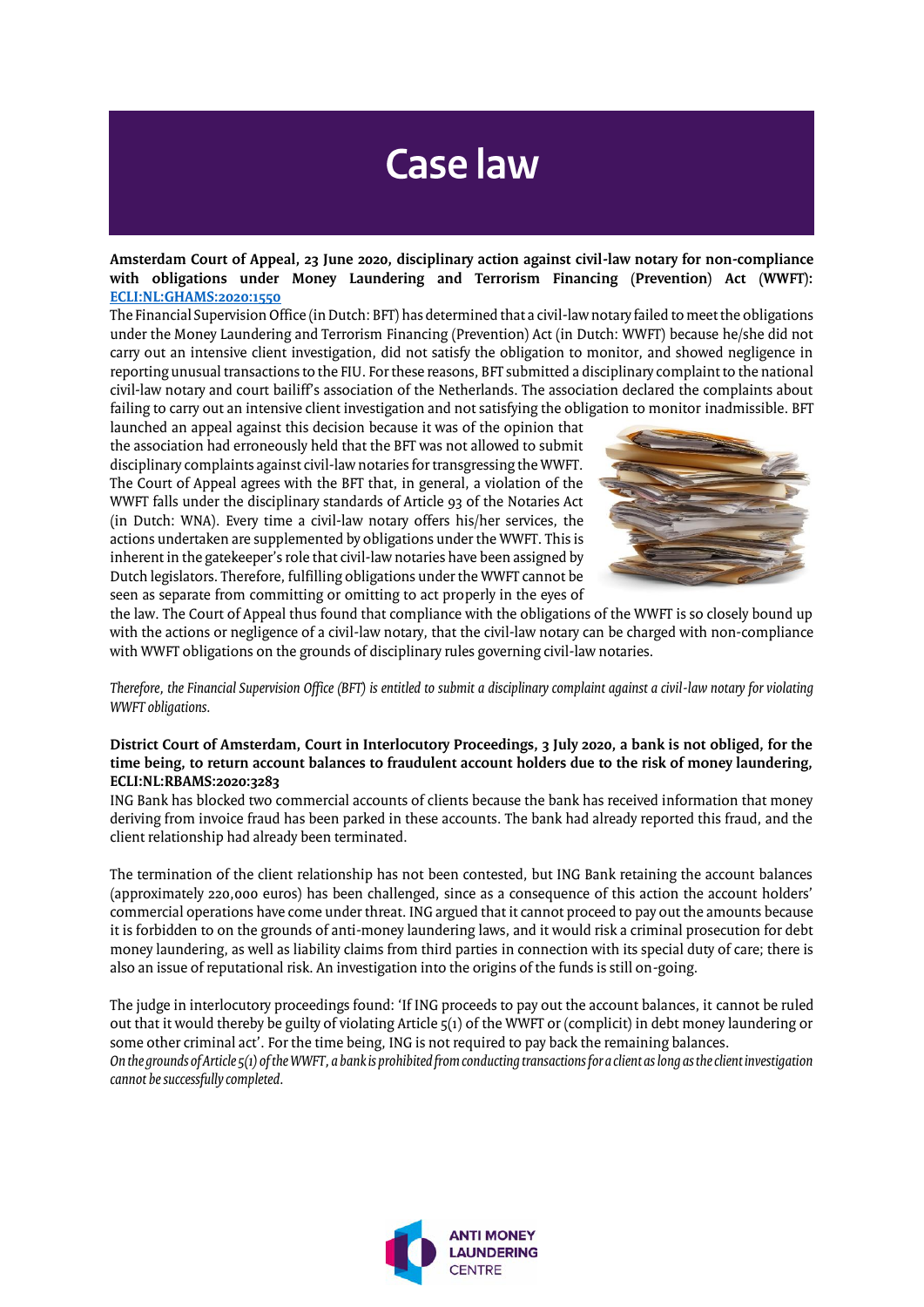# Case law

**Amsterdam Court of Appeal, 23 June 2020, disciplinary action against civil-law notary for non-compliance with obligations under Money Laundering and Terrorism Financing (Prevention) Act (WWFT): [ECLI:NL:GHAMS:2020:1550]**

The Financial Supervision Office (in Dutch: BFT) has determined that a civil-law notary failed to meet the obligations under the Money Laundering and Terrorism Financing (Prevention) Act (in Dutch: WWFT) because he/she did not carry out an intensive client investigation, did not satisfy the obligation to monitor, and showed negligence in reporting unusual transactions to the FIU. For these reasons, BFT submitted a disciplinary complaint to the national civil-law notary and court bailiff's association of the Netherlands. The association declared the complaints about failing to carry out an intensive client investigation and not satisfying the obligation to monitor inadmissible. BFT launched an appeal against this decision because it was of the opinion that the association had erroneously held that the BFT was not allowed to submit disciplinary complaints against civil-law notaries for transgressing the WWFT. The Court of Appeal agrees with the BFT that, in general, a violation of the WWFT falls under the disciplinary standards of Article 93 of the Notaries Act (in Dutch: WNA). Every time a civil-law notary offers his/her services, the actions undertaken are supplemented by obligations under the WWFT. This is inherent in the gatekeeper's role that civil-law notaries have been assigned by Dutch legislators. Therefore, fulfilling obligations under the WWFT cannot be seen as separate from committing or omitting to act properly in the eyes of the law. The Court of Appeal thus found that compliance with the obligations of the WWFT is so closely bound up with the actions or negligence of a civil-law notary, that the civil-law notary can be charged with non-compliance with WWFT obligations on the grounds of disciplinary rules governing civil-law notaries.

*Therefore, the Financial Supervision Office (BFT) is entitled to submit a disciplinary complaint against a civil-law notary for violating WWFT obligations.*

**District Court of Amsterdam, Court in Interlocutory Proceedings, 3 July 2020, a bank is not obliged, for the time being, to return account balances to fraudulent account holders due to the risk of money laundering, ECLI:NL:RBAMS:2020:3283**

ING Bank has blocked two commercial accounts of clients because the bank has received information that money deriving from invoice fraud has been parked in these accounts. The bank had already reported this fraud, and the client relationship had already been terminated.

The termination of the client relationship has not been contested, but ING Bank retaining the account balances (approximately 220,000 euros) has been challenged, since as a consequence of this action the account holders' commercial operations have come under threat. ING argued that it cannot proceed to pay out the amounts because it is forbidden to on the grounds of anti-money laundering laws, and it would risk a criminal prosecution for debt money laundering, as well as liability claims from third parties in connection with its special duty of care; there is also an issue of reputational risk. An investigation into the origins of the funds is still on-going.

The judge in interlocutory proceedings found: 'If ING proceeds to pay out the account balances, it cannot be ruled out that it would thereby be guilty of violating Article 5(1) of the WWFT or (complicit) in debt money laundering or some other criminal act'. For the time being, ING is not required to pay back the remaining balances.

*On the grounds of Article 5(1) of the WWFT, a bank is prohibited from conducting transactions for a client as long as the client investigation cannot be successfully completed.*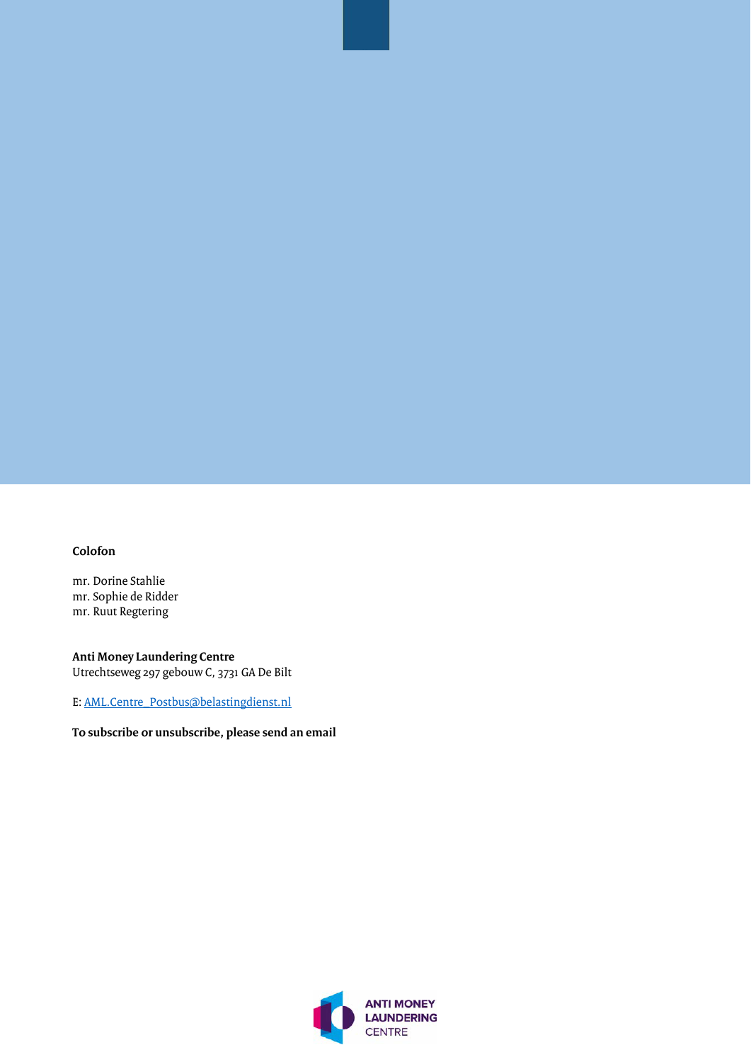**Colofon**

mr. Dorine Stahlie
mr. Sophie de Ridder
mr. Ruut Regtering

**Anti Money Laundering Centre**
Utrechtseweg 297 gebouw C, 3731 GA De Bilt

E: AML.Centre_Postbus@belastingdienst.nl

**To subscribe or unsubscribe, please send an email**

ANTI MONEY LAUNDERING CENTRE